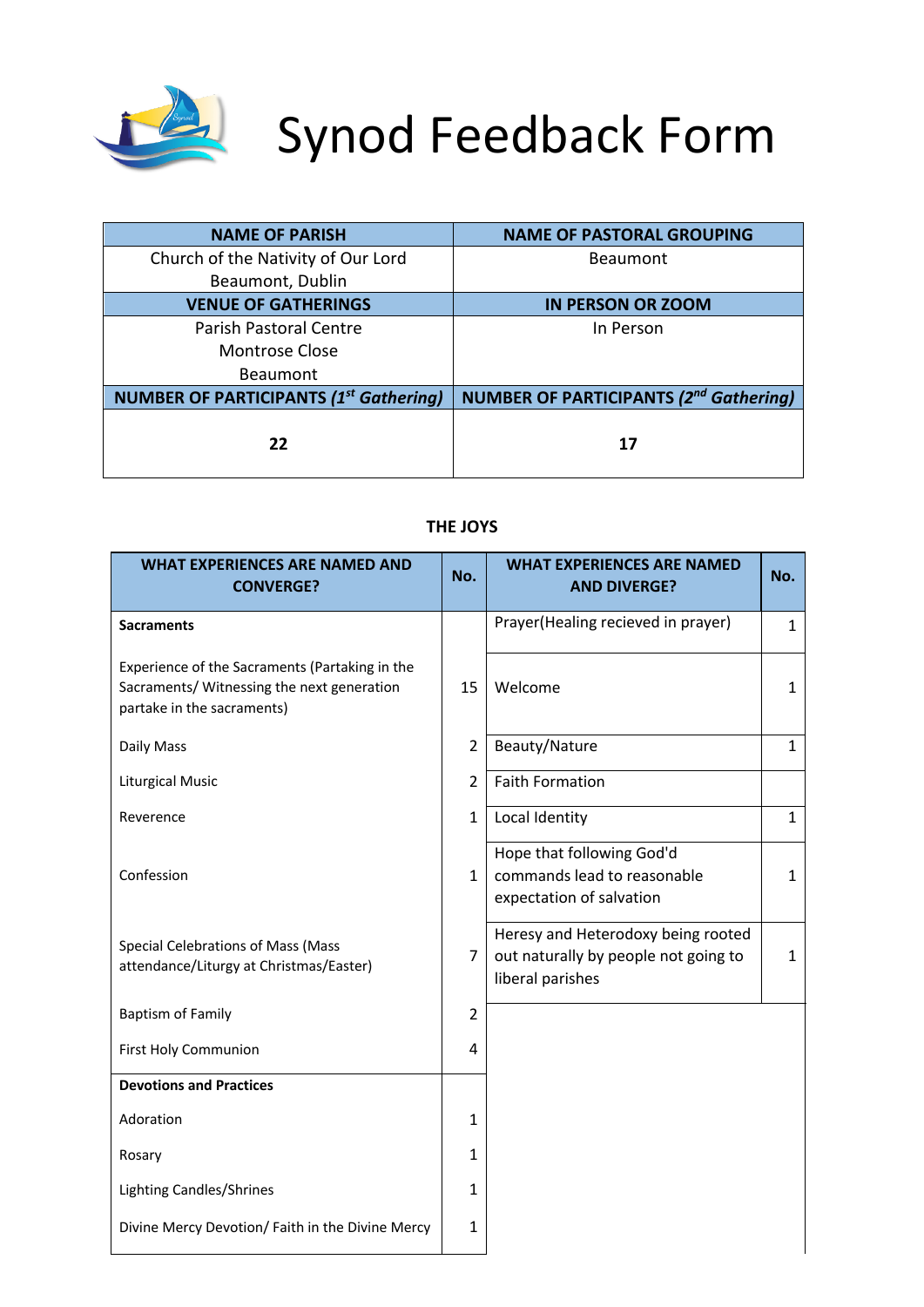# Synod Feedback Form

| NAME OF PARISH | NAME OF PASTORAL GROUPING |
|---|---|
| Church of the Nativity of Our Lord Beaumont, Dublin | Beaumont |
| **VENUE OF GATHERINGS** | **IN PERSON OR ZOOM** |
| Parish Pastoral Centre Montrose Close Beaumont | In Person |
| **NUMBER OF PARTICIPANTS (*1st Gathering*)** | **NUMBER OF PARTICIPANTS (*2nd Gathering*)** |
| **22** | **17** |

**THE JOYS**

| WHAT EXPERIENCES ARE NAMED AND CONVERGE? | No. | WHAT EXPERIENCES ARE NAMED AND DIVERGE? | No. |
|---|---|---|---|
| **Sacraments** | | Prayer(Healing recieved in prayer) | 1 |
| Experience of the Sacraments (Partaking in the Sacraments/ Witnessing the next generation partake in the sacraments) | 15 | Welcome | 1 |
| Daily Mass | 2 | Beauty/Nature | 1 |
| Liturgical Music | 2 | Faith Formation | |
| Reverence | 1 | Local Identity | 1 |
| Confession | 1 | Hope that following God'd commands lead to reasonable expectation of salvation | 1 |
| Special Celebrations of Mass (Mass attendance/Liturgy at Christmas/Easter) | 7 | Heresy and Heterodoxy being rooted out naturally by people not going to liberal parishes | 1 |
| Baptism of Family | 2 | | |
| First Holy Communion | 4 | | |
| **Devotions and Practices** | | | |
| Adoration | 1 | | |
| Rosary | 1 | | |
| Lighting Candles/Shrines | 1 | | |
| Divine Mercy Devotion/ Faith in the Divine Mercy | 1 | | |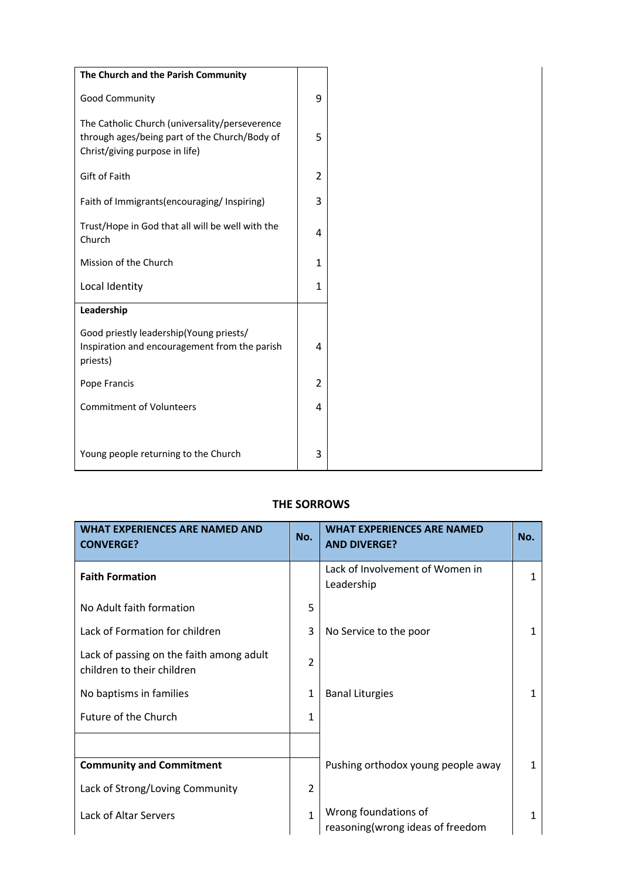| The Church and the Parish Community | | |
|---|---|---|
| Good Community | 9 | |
| The Catholic Church (universality/perseverence through ages/being part of the Church/Body of Christ/giving purpose in life) | 5 | |
| Gift of Faith | 2 | |
| Faith of Immigrants(encouraging/ Inspiring) | 3 | |
| Trust/Hope in God that all will be well with the Church | 4 | |
| Mission of the Church | 1 | |
| Local Identity | 1 | |
| **Leadership** | | |
| Good priestly leadership(Young priests/ Inspiration and encouragement from the parish priests) | 4 | |
| Pope Francis | 2 | |
| Commitment of Volunteers | 4 | |
| Young people returning to the Church | 3 | |

## THE SORROWS

| WHAT EXPERIENCES ARE NAMED AND CONVERGE? | No. | WHAT EXPERIENCES ARE NAMED AND DIVERGE? | No. |
|---|---|---|---|
| **Faith Formation** | | Lack of Involvement of Women in Leadership | 1 |
| No Adult faith formation | 5 | | |
| Lack of Formation for children | 3 | No Service to the poor | 1 |
| Lack of passing on the faith among adult children to their children | 2 | | |
| No baptisms in families | 1 | Banal Liturgies | 1 |
| Future of the Church | 1 | | |
| | | | |
| **Community and Commitment** | | Pushing orthodox young people away | 1 |
| Lack of Strong/Loving Community | 2 | | |
| Lack of Altar Servers | 1 | Wrong foundations of reasoning(wrong ideas of freedom | 1 |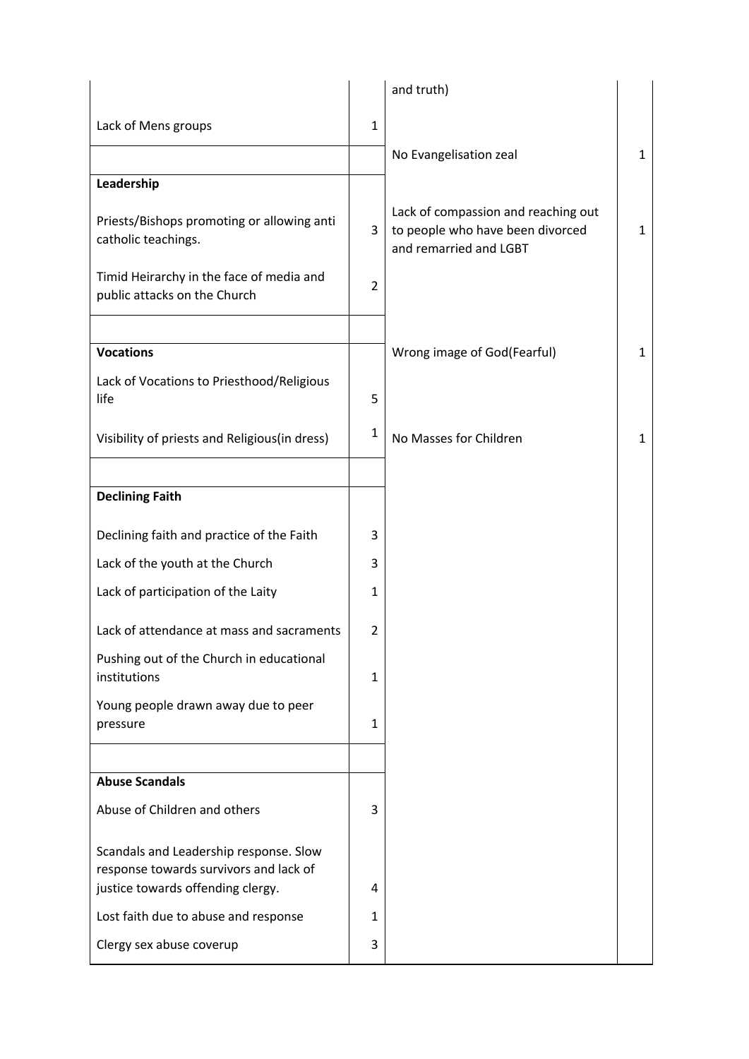| | | and truth) | |
|---|---|---|---|
| Lack of Mens groups | 1 | | |
| | | No Evangelisation zeal | 1 |
| **Leadership** | | | |
| Priests/Bishops promoting or allowing anti catholic teachings. | 3 | Lack of compassion and reaching out to people who have been divorced and remarried and LGBT | 1 |
| Timid Heirarchy in the face of media and public attacks on the Church | 2 | | |
| | | | |
| **Vocations** | | Wrong image of God(Fearful) | 1 |
| Lack of Vocations to Priesthood/Religious life | 5 | | |
| Visibility of priests and Religious(in dress) | 1 | No Masses for Children | 1 |
| | | | |
| **Declining Faith** | | | |
| Declining faith and practice of the Faith | 3 | | |
| Lack of the youth at the Church | 3 | | |
| Lack of participation of the Laity | 1 | | |
| Lack of attendance at mass and sacraments | 2 | | |
| Pushing out of the Church in educational institutions | 1 | | |
| Young people drawn away due to peer pressure | 1 | | |
| | | | |
| **Abuse Scandals** | | | |
| Abuse of Children and others | 3 | | |
| Scandals and Leadership response. Slow response towards survivors and lack of justice towards offending clergy. | 4 | | |
| Lost faith due to abuse and response | 1 | | |
| Clergy sex abuse coverup | 3 | | |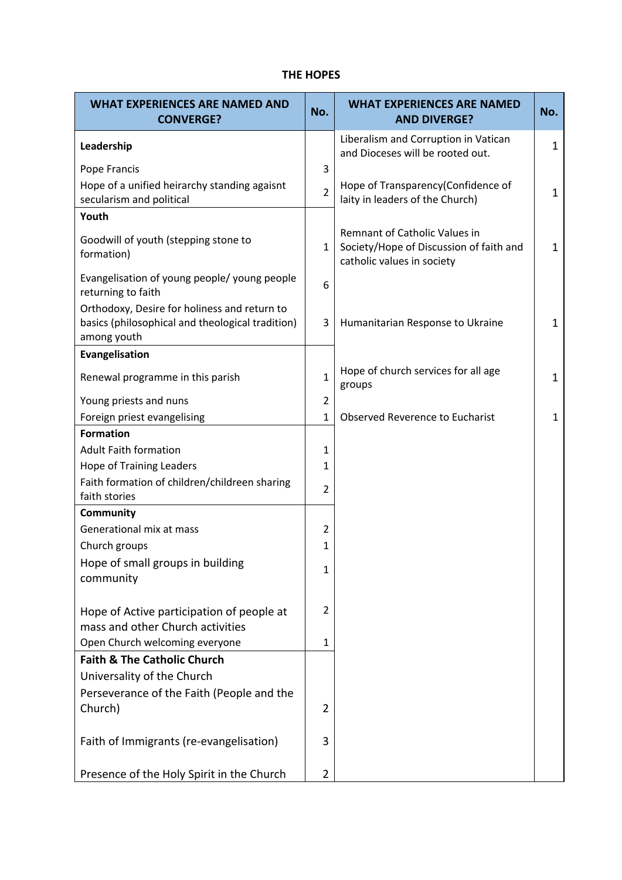**THE HOPES**

| WHAT EXPERIENCES ARE NAMED AND CONVERGE? | No. | WHAT EXPERIENCES ARE NAMED AND DIVERGE? | No. |
|---|---|---|---|
| **Leadership** | | Liberalism and Corruption in Vatican and Dioceses will be rooted out. | 1 |
| Pope Francis | 3 | | |
| Hope of a unified heirarchy standing agaisnt secularism and political | 2 | Hope of Transparency(Confidence of laity in leaders of the Church) | 1 |
| **Youth** | | | |
| Goodwill of youth (stepping stone to formation) | 1 | Remnant of Catholic Values in Society/Hope of Discussion of faith and catholic values in society | 1 |
| Evangelisation of young people/ young people returning to faith | 6 | | |
| Orthodoxy, Desire for holiness and return to basics (philosophical and theological tradition) among youth | 3 | Humanitarian Response to Ukraine | 1 |
| **Evangelisation** | | | |
| Renewal programme in this parish | 1 | Hope of church services for all age groups | 1 |
| Young priests and nuns | 2 | | |
| Foreign priest evangelising | 1 | Observed Reverence to Eucharist | 1 |
| **Formation** | | | |
| Adult Faith formation | 1 | | |
| Hope of Training Leaders | 1 | | |
| Faith formation of children/childreen sharing faith stories | 2 | | |
| **Community** | | | |
| Generational mix at mass | 2 | | |
| Church groups | 1 | | |
| Hope of small groups in building community | 1 | | |
| Hope of Active participation of people at mass and other Church activities | 2 | | |
| Open Church welcoming everyone | 1 | | |
| **Faith & The Catholic Church** | | | |
| Universality of the Church | | | |
| Perseverance of the Faith (People and the Church) | 2 | | |
| Faith of Immigrants (re-evangelisation) | 3 | | |
| Presence of the Holy Spirit in the Church | 2 | | |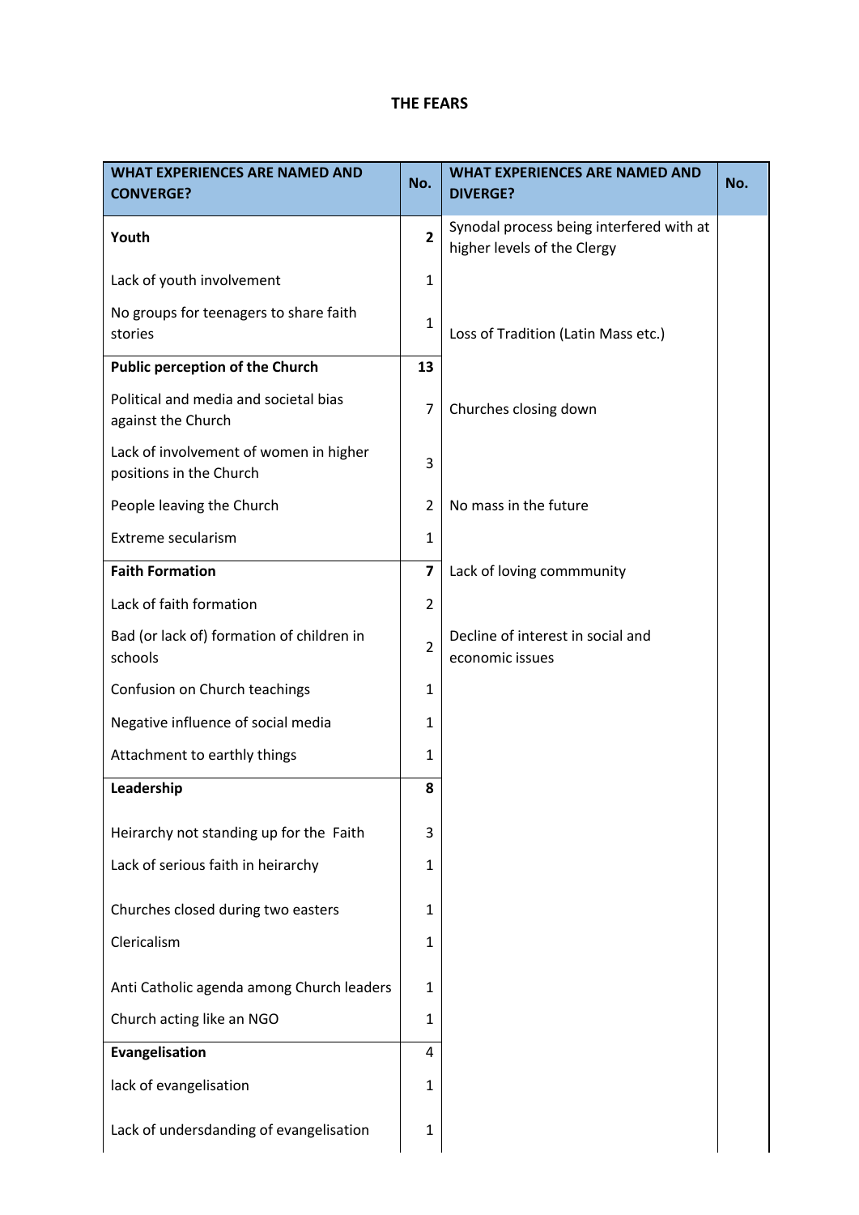# THE FEARS

| WHAT EXPERIENCES ARE NAMED AND CONVERGE? | No. | WHAT EXPERIENCES ARE NAMED AND DIVERGE? | No. |
|---|---|---|---|
| **Youth** | **2** | Synodal process being interfered with at higher levels of the Clergy | |
| Lack of youth involvement | 1 | | |
| No groups for teenagers to share faith stories | 1 | Loss of Tradition (Latin Mass etc.) | |
| **Public perception of the Church** | **13** | | |
| Political and media and societal bias against the Church | 7 | Churches closing down | |
| Lack of involvement of women in higher positions in the Church | 3 | | |
| People leaving the Church | 2 | No mass in the future | |
| Extreme secularism | 1 | | |
| **Faith Formation** | **7** | Lack of loving commmunity | |
| Lack of faith formation | 2 | | |
| Bad (or lack of) formation of children in schools | 2 | Decline of interest in social and economic issues | |
| Confusion on Church teachings | 1 | | |
| Negative influence of social media | 1 | | |
| Attachment to earthly things | 1 | | |
| **Leadership** | **8** | | |
| Heirarchy not standing up for the Faith | 3 | | |
| Lack of serious faith in heirarchy | 1 | | |
| Churches closed during two easters | 1 | | |
| Clericalism | 1 | | |
| Anti Catholic agenda among Church leaders | 1 | | |
| Church acting like an NGO | 1 | | |
| **Evangelisation** | 4 | | |
| lack of evangelisation | 1 | | |
| Lack of undersdanding of evangelisation | 1 | | |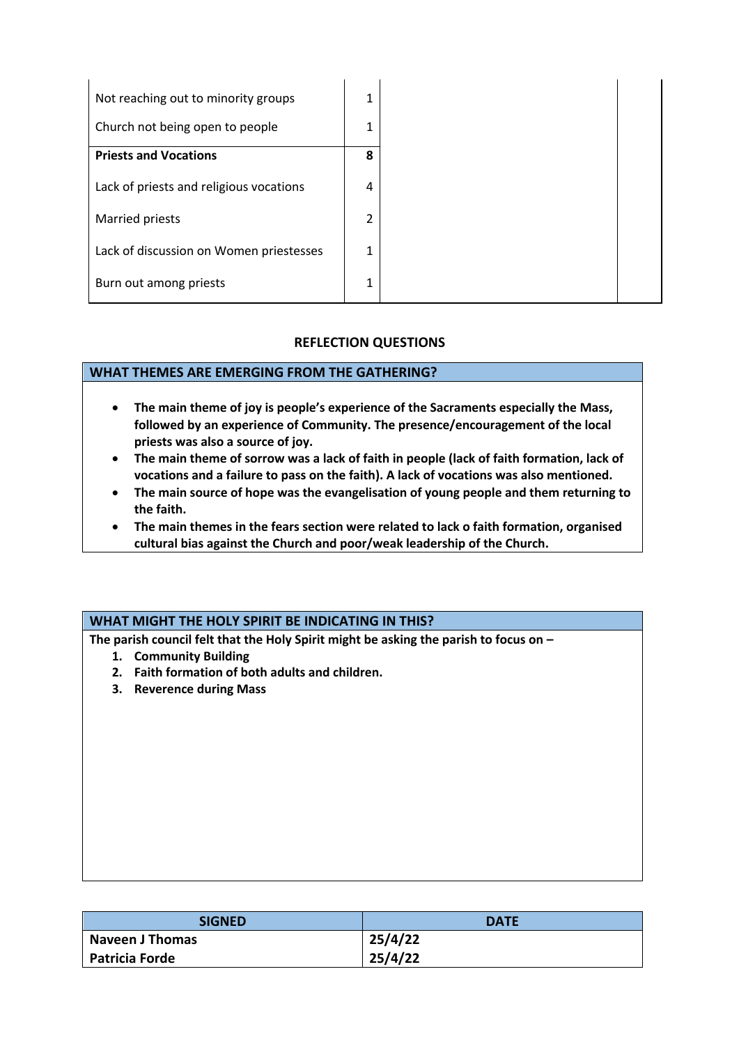| | | | |
|---|---|---|---|
| Not reaching out to minority groups | 1 | | |
| Church not being open to people | 1 | | |
| **Priests and Vocations** | **8** | | |
| Lack of priests and religious vocations | 4 | | |
| Married priests | 2 | | |
| Lack of discussion on Women priestesses | 1 | | |
| Burn out among priests | 1 | | |

## REFLECTION QUESTIONS

### WHAT THEMES ARE EMERGING FROM THE GATHERING?

- **The main theme of joy is people's experience of the Sacraments especially the Mass, followed by an experience of Community. The presence/encouragement of the local priests was also a source of joy.**
- **The main theme of sorrow was a lack of faith in people (lack of faith formation, lack of vocations and a failure to pass on the faith). A lack of vocations was also mentioned.**
- **The main source of hope was the evangelisation of young people and them returning to the faith.**
- **The main themes in the fears section were related to lack o faith formation, organised cultural bias against the Church and poor/weak leadership of the Church.**

### WHAT MIGHT THE HOLY SPIRIT BE INDICATING IN THIS?

**The parish council felt that the Holy Spirit might be asking the parish to focus on –**

1. **Community Building**
2. **Faith formation of both adults and children.**
3. **Reverence during Mass**

| SIGNED | DATE |
|---|---|
| **Naveen J Thomas** | **25/4/22** |
| **Patricia Forde** | **25/4/22** |